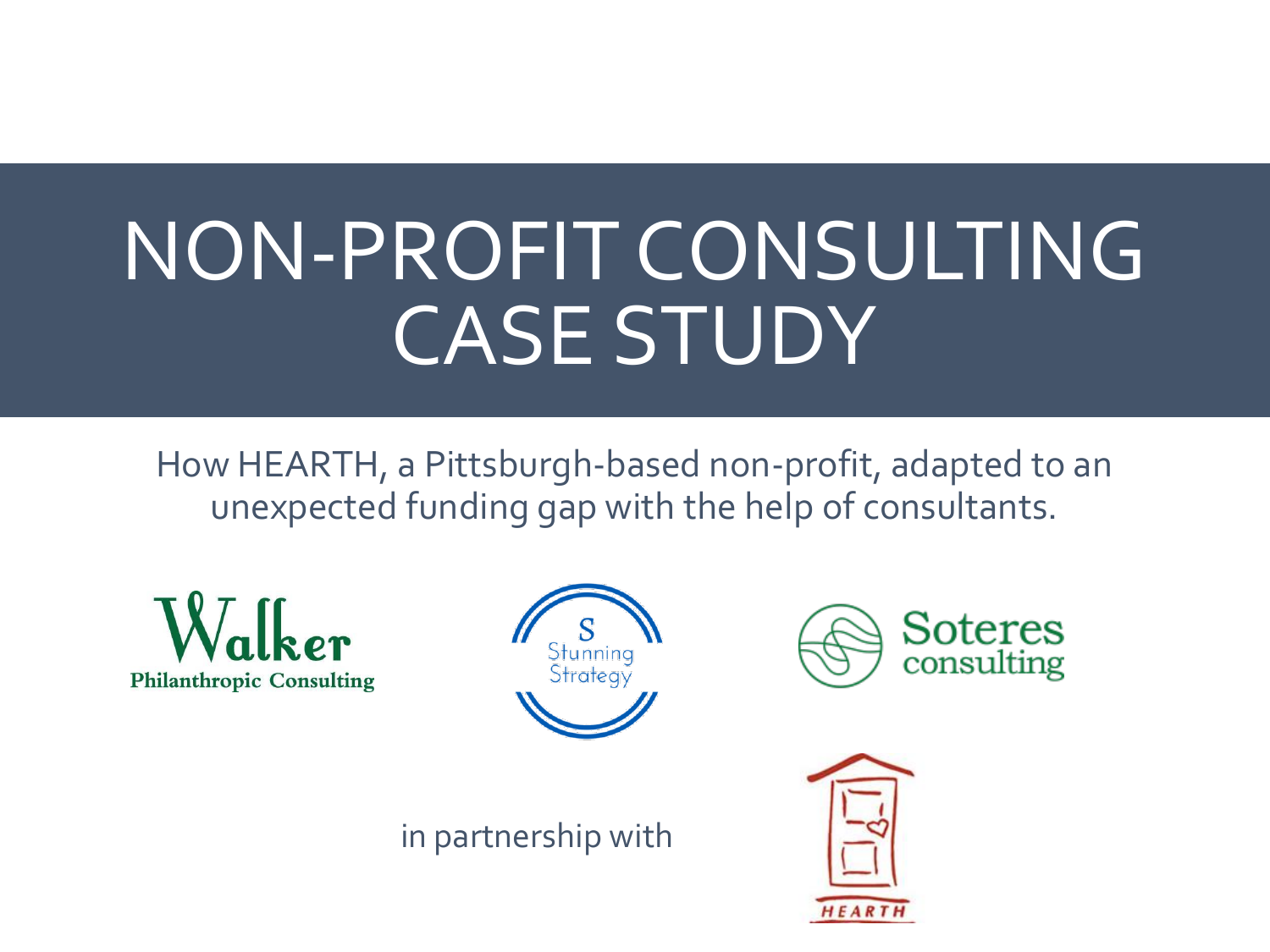# NON-PROFIT CONSULTING CASE STUDY

How HEARTH, a Pittsburgh-based non-profit, adapted to an unexpected funding gap with the help of consultants.

Walker Philanthropic Consulting

Stunning Strategy

Soteres consulting

in partnership with

HEARTH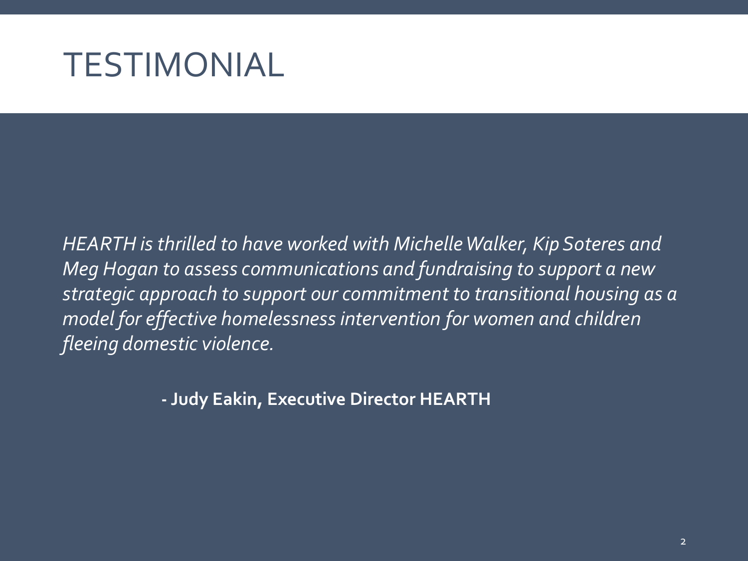# TESTIMONIAL

*HEARTH is thrilled to have worked with Michelle Walker, Kip Soteres and Meg Hogan to assess communications and fundraising to support a new strategic approach to support our commitment to transitional housing as a model for effective homelessness intervention for women and children fleeing domestic violence.*

**- Judy Eakin, Executive Director HEARTH**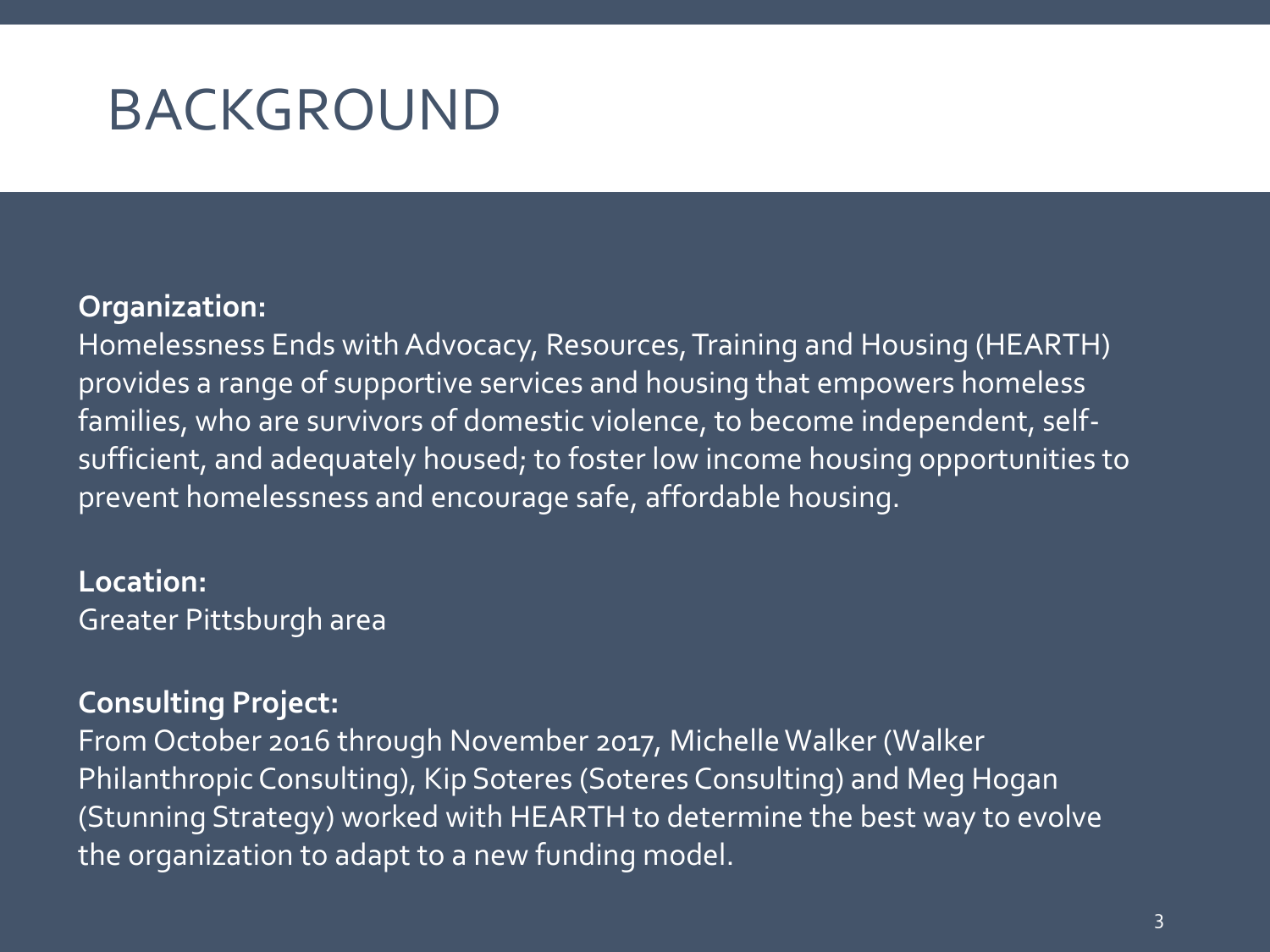# BACKGROUND

**Organization:**
Homelessness Ends with Advocacy, Resources, Training and Housing (HEARTH) provides a range of supportive services and housing that empowers homeless families, who are survivors of domestic violence, to become independent, self-sufficient, and adequately housed; to foster low income housing opportunities to prevent homelessness and encourage safe, affordable housing.

**Location:**
Greater Pittsburgh area

**Consulting Project:**
From October 2016 through November 2017, Michelle Walker (Walker Philanthropic Consulting), Kip Soteres (Soteres Consulting) and Meg Hogan (Stunning Strategy) worked with HEARTH to determine the best way to evolve the organization to adapt to a new funding model.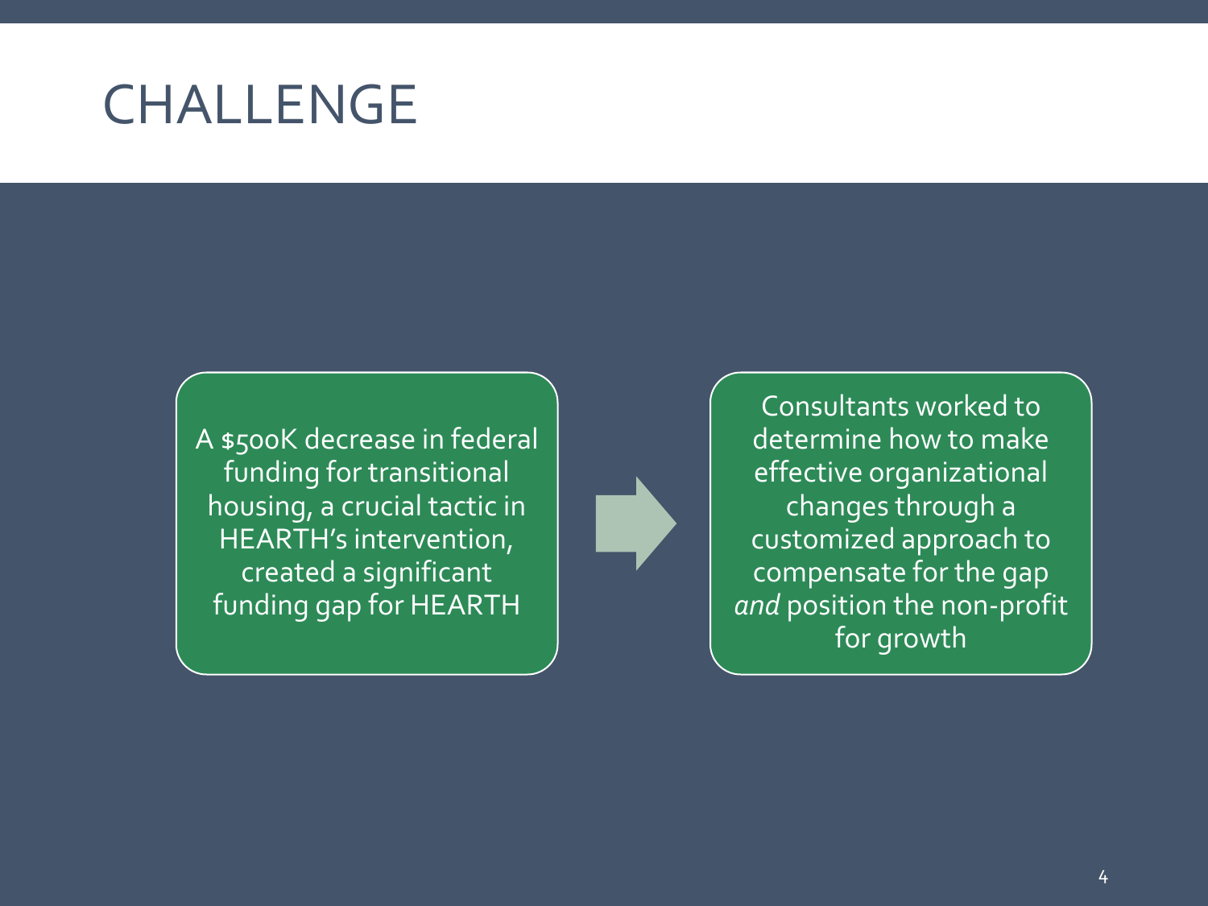# CHALLENGE

A $500K decrease in federal funding for transitional housing, a crucial tactic in HEARTH's intervention, created a significant funding gap for HEARTH

Consultants worked to determine how to make effective organizational changes through a customized approach to compensate for the gap *and* position the non-profit for growth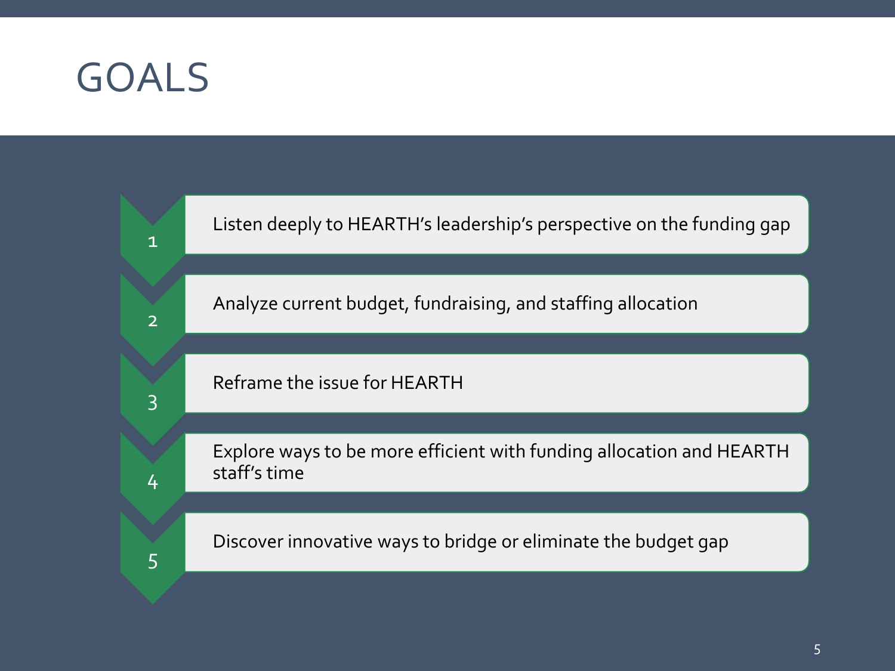# GOALS

1. Listen deeply to HEARTH's leadership's perspective on the funding gap
2. Analyze current budget, fundraising, and staffing allocation
3. Reframe the issue for HEARTH
4. Explore ways to be more efficient with funding allocation and HEARTH staff's time
5. Discover innovative ways to bridge or eliminate the budget gap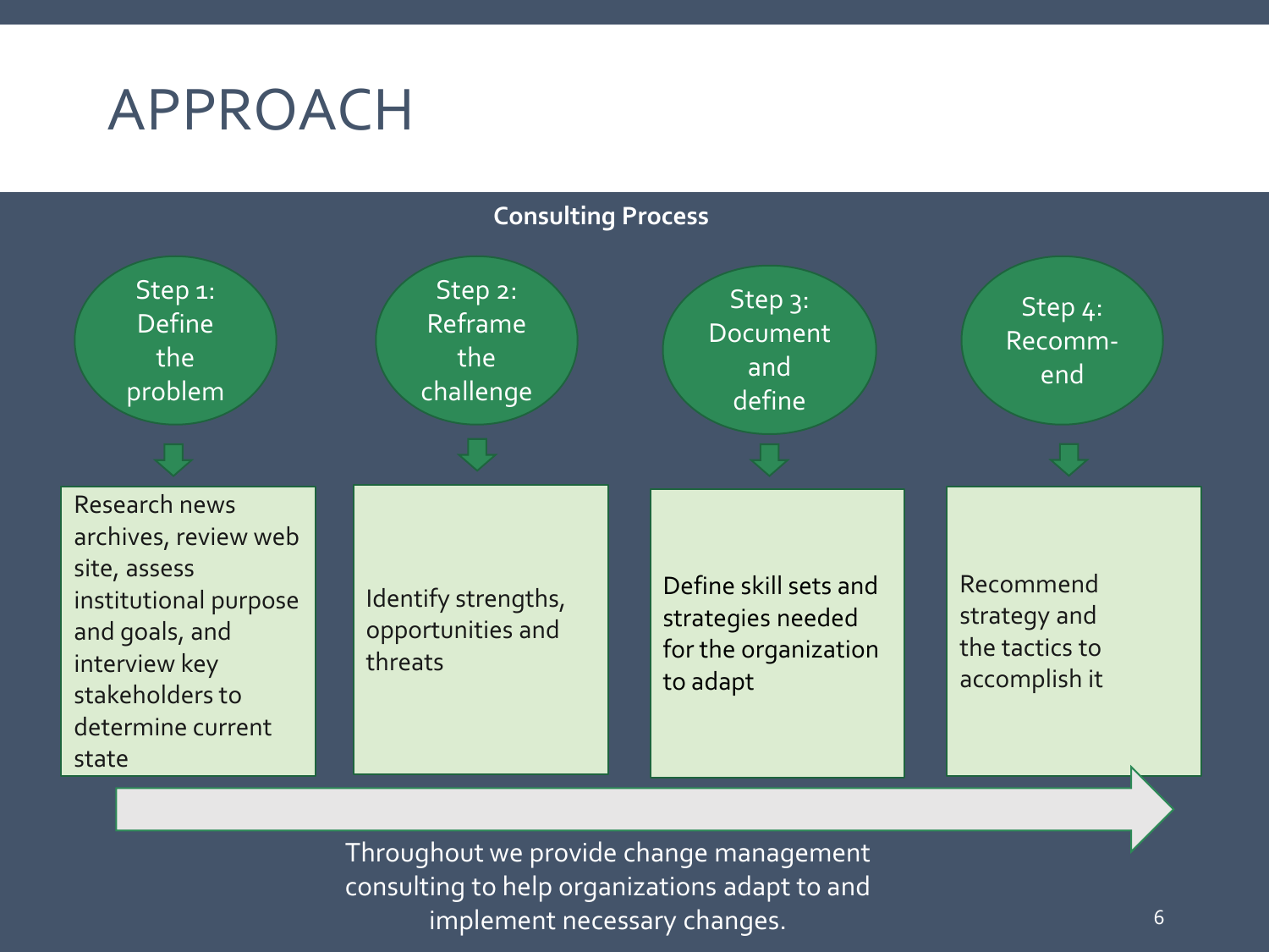# APPROACH

**Consulting Process**

| Step 1: Define the problem | Step 2: Reframe the challenge | Step 3: Document and define | Step 4: Recommend |
|---|---|---|---|
| Research news archives, review web site, assess institutional purpose and goals, and interview key stakeholders to determine current state | Identify strengths, opportunities and threats | Define skill sets and strategies needed for the organization to adapt | Recommend strategy and the tactics to accomplish it |

Throughout we provide change management consulting to help organizations adapt to and implement necessary changes.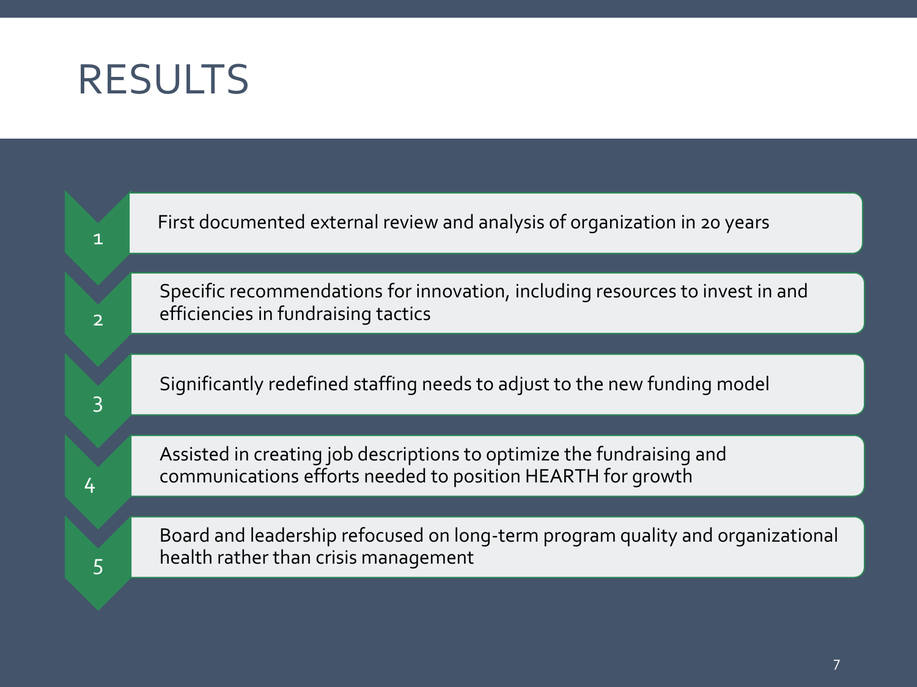# RESULTS

1. First documented external review and analysis of organization in 20 years
2. Specific recommendations for innovation, including resources to invest in and efficiencies in fundraising tactics
3. Significantly redefined staffing needs to adjust to the new funding model
4. Assisted in creating job descriptions to optimize the fundraising and communications efforts needed to position HEARTH for growth
5. Board and leadership refocused on long-term program quality and organizational health rather than crisis management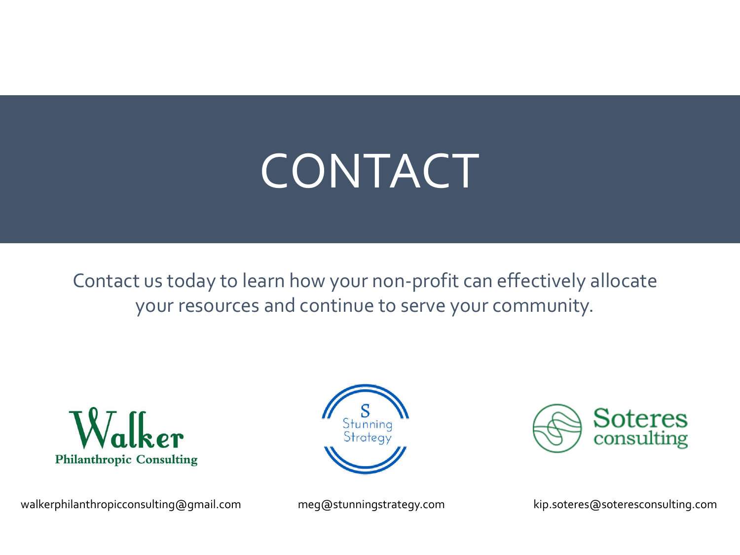# CONTACT

Contact us today to learn how your non-profit can effectively allocate your resources and continue to serve your community.

Walker Philanthropic Consulting

walkerphilanthropicconsulting@gmail.com

S Stunning Strategy

meg@stunningstrategy.com

Soteres consulting

kip.soteres@soteresconsulting.com